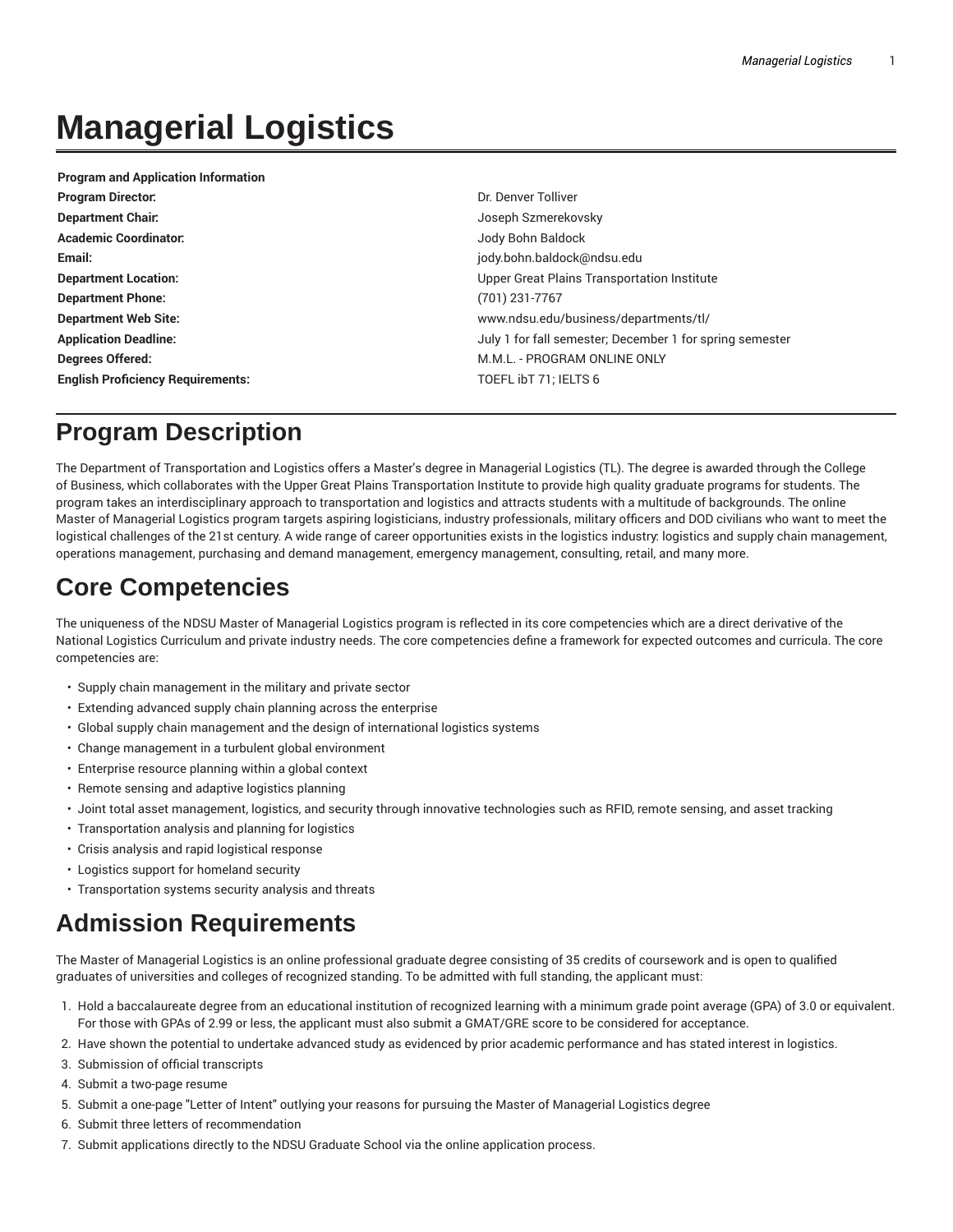# Managerial Logistics

| Program and Application Information | |
|---|---|
| **Program Director:** | Dr. Denver Tolliver |
| **Department Chair:** | Joseph Szmerekovsky |
| **Academic Coordinator:** | Jody Bohn Baldock |
| **Email:** | jody.bohn.baldock@ndsu.edu |
| **Department Location:** | Upper Great Plains Transportation Institute |
| **Department Phone:** | (701) 231-7767 |
| **Department Web Site:** | www.ndsu.edu/business/departments/tl/ |
| **Application Deadline:** | July 1 for fall semester; December 1 for spring semester |
| **Degrees Offered:** | M.M.L. - PROGRAM ONLINE ONLY |
| **English Proficiency Requirements:** | TOEFL ibT 71; IELTS 6 |

## Program Description

The Department of Transportation and Logistics offers a Master's degree in Managerial Logistics (TL). The degree is awarded through the College of Business, which collaborates with the Upper Great Plains Transportation Institute to provide high quality graduate programs for students. The program takes an interdisciplinary approach to transportation and logistics and attracts students with a multitude of backgrounds. The online Master of Managerial Logistics program targets aspiring logisticians, industry professionals, military officers and DOD civilians who want to meet the logistical challenges of the 21st century. A wide range of career opportunities exists in the logistics industry: logistics and supply chain management, operations management, purchasing and demand management, emergency management, consulting, retail, and many more.

## Core Competencies

The uniqueness of the NDSU Master of Managerial Logistics program is reflected in its core competencies which are a direct derivative of the National Logistics Curriculum and private industry needs. The core competencies define a framework for expected outcomes and curricula. The core competencies are:

- Supply chain management in the military and private sector
- Extending advanced supply chain planning across the enterprise
- Global supply chain management and the design of international logistics systems
- Change management in a turbulent global environment
- Enterprise resource planning within a global context
- Remote sensing and adaptive logistics planning
- Joint total asset management, logistics, and security through innovative technologies such as RFID, remote sensing, and asset tracking
- Transportation analysis and planning for logistics
- Crisis analysis and rapid logistical response
- Logistics support for homeland security
- Transportation systems security analysis and threats

## Admission Requirements

The Master of Managerial Logistics is an online professional graduate degree consisting of 35 credits of coursework and is open to qualified graduates of universities and colleges of recognized standing. To be admitted with full standing, the applicant must:

1. Hold a baccalaureate degree from an educational institution of recognized learning with a minimum grade point average (GPA) of 3.0 or equivalent. For those with GPAs of 2.99 or less, the applicant must also submit a GMAT/GRE score to be considered for acceptance.
2. Have shown the potential to undertake advanced study as evidenced by prior academic performance and has stated interest in logistics.
3. Submission of official transcripts
4. Submit a two-page resume
5. Submit a one-page "Letter of Intent" outlying your reasons for pursuing the Master of Managerial Logistics degree
6. Submit three letters of recommendation
7. Submit applications directly to the NDSU Graduate School via the online application process.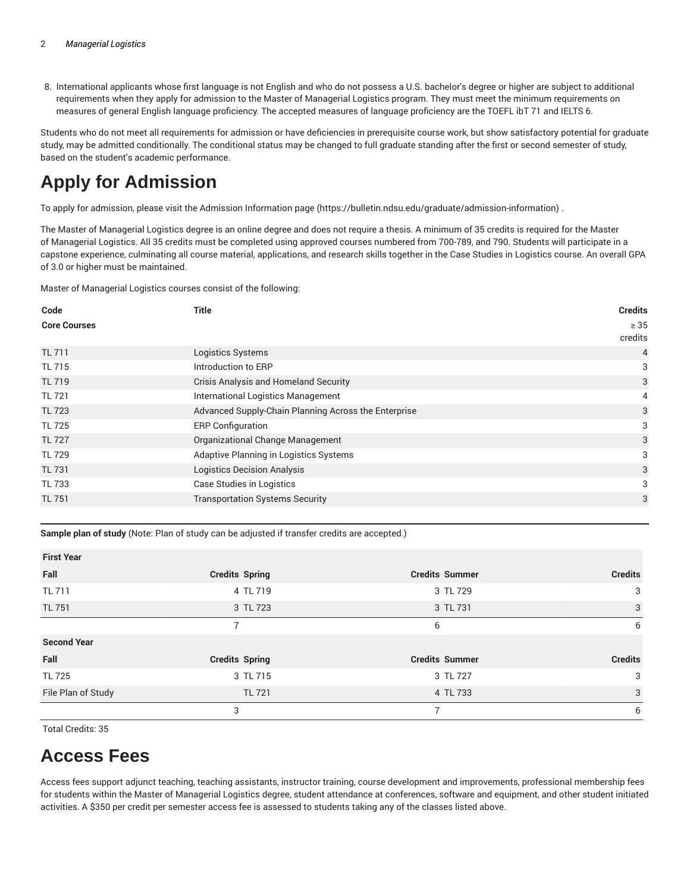8. International applicants whose first language is not English and who do not possess a U.S. bachelor's degree or higher are subject to additional requirements when they apply for admission to the Master of Managerial Logistics program. They must meet the minimum requirements on measures of general English language proficiency. The accepted measures of language proficiency are the TOEFL ibT 71 and IELTS 6.

Students who do not meet all requirements for admission or have deficiencies in prerequisite course work, but show satisfactory potential for graduate study, may be admitted conditionally. The conditional status may be changed to full graduate standing after the first or second semester of study, based on the student's academic performance.

# Apply for Admission

To apply for admission, please visit the Admission Information page (https://bulletin.ndsu.edu/graduate/admission-information) .

The Master of Managerial Logistics degree is an online degree and does not require a thesis. A minimum of 35 credits is required for the Master of Managerial Logistics. All 35 credits must be completed using approved courses numbered from 700-789, and 790. Students will participate in a capstone experience, culminating all course material, applications, and research skills together in the Case Studies in Logistics course. An overall GPA of 3.0 or higher must be maintained.

Master of Managerial Logistics courses consist of the following:

| Code | Title | Credits |
|---|---|---|
| **Core Courses** | | ≥ 35 credits |
| TL 711 | Logistics Systems | 4 |
| TL 715 | Introduction to ERP | 3 |
| TL 719 | Crisis Analysis and Homeland Security | 3 |
| TL 721 | International Logistics Management | 4 |
| TL 723 | Advanced Supply-Chain Planning Across the Enterprise | 3 |
| TL 725 | ERP Configuration | 3 |
| TL 727 | Organizational Change Management | 3 |
| TL 729 | Adaptive Planning in Logistics Systems | 3 |
| TL 731 | Logistics Decision Analysis | 3 |
| TL 733 | Case Studies in Logistics | 3 |
| TL 751 | Transportation Systems Security | 3 |

**Sample plan of study** (Note: Plan of study can be adjusted if transfer credits are accepted.)

| **First Year** | | | | | |
|---|---|---|---|---|---|
| **Fall** | **Credits** | **Spring** | **Credits** | **Summer** | **Credits** |
| TL 711 | 4 | TL 719 | 3 | TL 729 | 3 |
| TL 751 | 3 | TL 723 | 3 | TL 731 | 3 |
| | 7 | | 6 | | 6 |
| **Second Year** | | | | | |
| **Fall** | **Credits** | **Spring** | **Credits** | **Summer** | **Credits** |
| TL 725 | 3 | TL 715 | 3 | TL 727 | 3 |
| File Plan of Study | | TL 721 | 4 | TL 733 | 3 |
| | 3 | | 7 | | 6 |

Total Credits: 35

# Access Fees

Access fees support adjunct teaching, teaching assistants, instructor training, course development and improvements, professional membership fees for students within the Master of Managerial Logistics degree, student attendance at conferences, software and equipment, and other student initiated activities. A $350 per credit per semester access fee is assessed to students taking any of the classes listed above.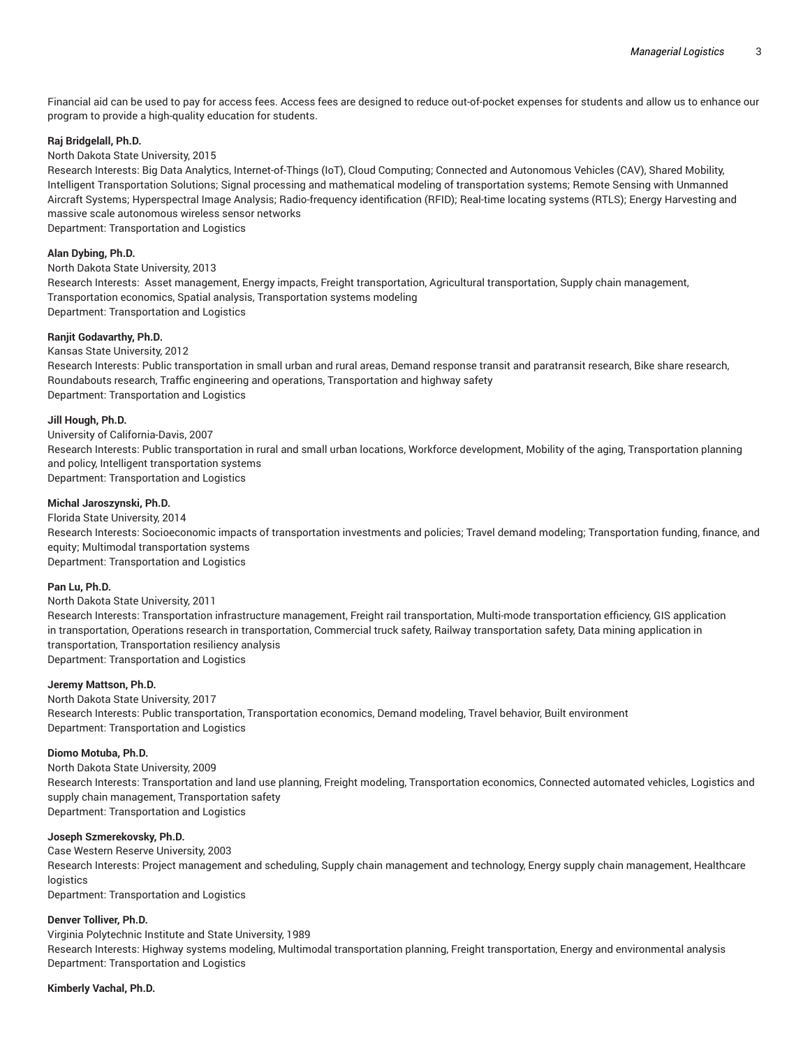Financial aid can be used to pay for access fees. Access fees are designed to reduce out-of-pocket expenses for students and allow us to enhance our program to provide a high-quality education for students.

**Raj Bridgelall, Ph.D.**
North Dakota State University, 2015
Research Interests: Big Data Analytics, Internet-of-Things (IoT), Cloud Computing; Connected and Autonomous Vehicles (CAV), Shared Mobility, Intelligent Transportation Solutions; Signal processing and mathematical modeling of transportation systems; Remote Sensing with Unmanned Aircraft Systems; Hyperspectral Image Analysis; Radio-frequency identification (RFID); Real-time locating systems (RTLS); Energy Harvesting and massive scale autonomous wireless sensor networks
Department: Transportation and Logistics

**Alan Dybing, Ph.D.**
North Dakota State University, 2013
Research Interests: Asset management, Energy impacts, Freight transportation, Agricultural transportation, Supply chain management, Transportation economics, Spatial analysis, Transportation systems modeling
Department: Transportation and Logistics

**Ranjit Godavarthy, Ph.D.**
Kansas State University, 2012
Research Interests: Public transportation in small urban and rural areas, Demand response transit and paratransit research, Bike share research, Roundabouts research, Traffic engineering and operations, Transportation and highway safety
Department: Transportation and Logistics

**Jill Hough, Ph.D.**
University of California-Davis, 2007
Research Interests: Public transportation in rural and small urban locations, Workforce development, Mobility of the aging, Transportation planning and policy, Intelligent transportation systems
Department: Transportation and Logistics

**Michal Jaroszynski, Ph.D.**
Florida State University, 2014
Research Interests: Socioeconomic impacts of transportation investments and policies; Travel demand modeling; Transportation funding, finance, and equity; Multimodal transportation systems
Department: Transportation and Logistics

**Pan Lu, Ph.D.**
North Dakota State University, 2011
Research Interests: Transportation infrastructure management, Freight rail transportation, Multi-mode transportation efficiency, GIS application in transportation, Operations research in transportation, Commercial truck safety, Railway transportation safety, Data mining application in transportation, Transportation resiliency analysis
Department: Transportation and Logistics

**Jeremy Mattson, Ph.D.**
North Dakota State University, 2017
Research Interests: Public transportation, Transportation economics, Demand modeling, Travel behavior, Built environment
Department: Transportation and Logistics

**Diomo Motuba, Ph.D.**
North Dakota State University, 2009
Research Interests: Transportation and land use planning, Freight modeling, Transportation economics, Connected automated vehicles, Logistics and supply chain management, Transportation safety
Department: Transportation and Logistics

**Joseph Szmerekovsky, Ph.D.**
Case Western Reserve University, 2003
Research Interests: Project management and scheduling, Supply chain management and technology, Energy supply chain management, Healthcare logistics
Department: Transportation and Logistics

**Denver Tolliver, Ph.D.**
Virginia Polytechnic Institute and State University, 1989
Research Interests: Highway systems modeling, Multimodal transportation planning, Freight transportation, Energy and environmental analysis
Department: Transportation and Logistics

**Kimberly Vachal, Ph.D.**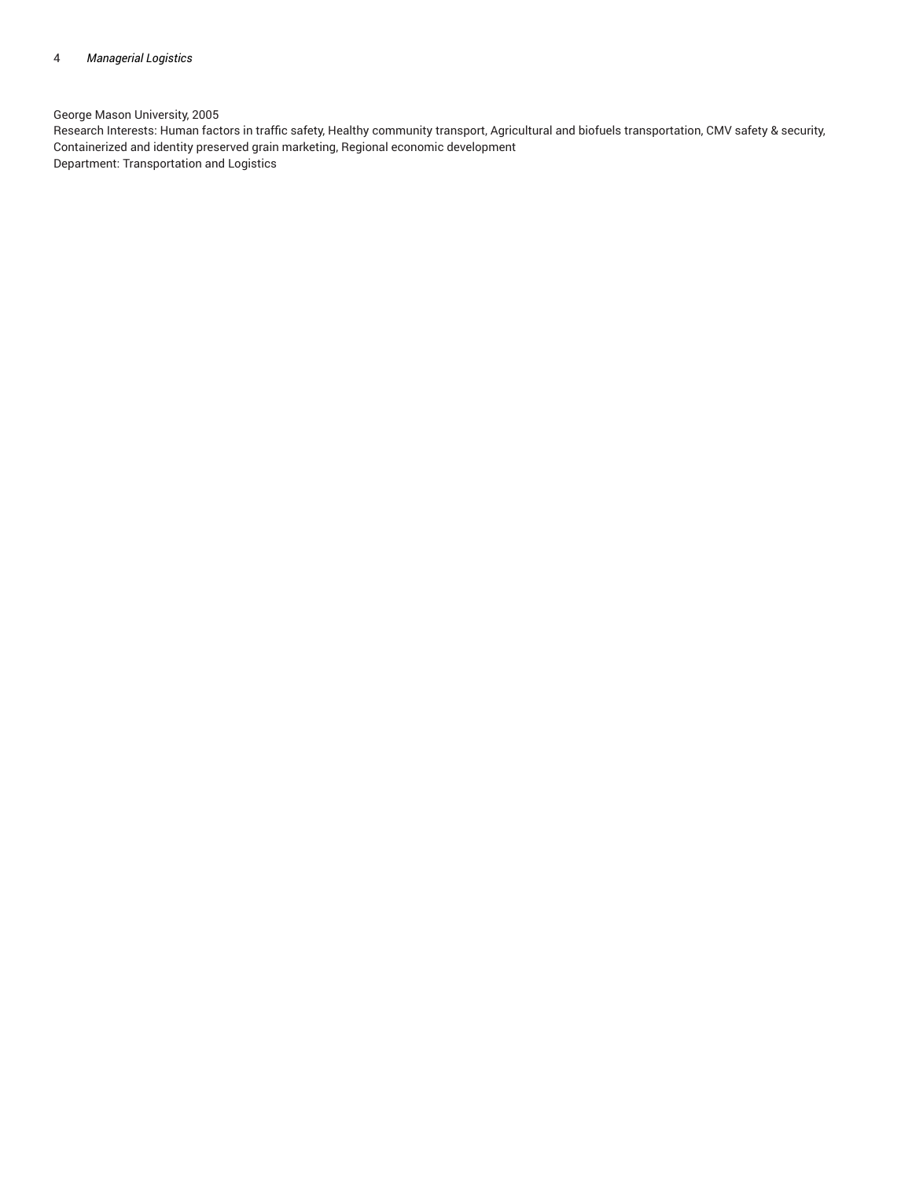George Mason University, 2005
Research Interests: Human factors in traffic safety, Healthy community transport, Agricultural and biofuels transportation, CMV safety & security, Containerized and identity preserved grain marketing, Regional economic development
Department: Transportation and Logistics